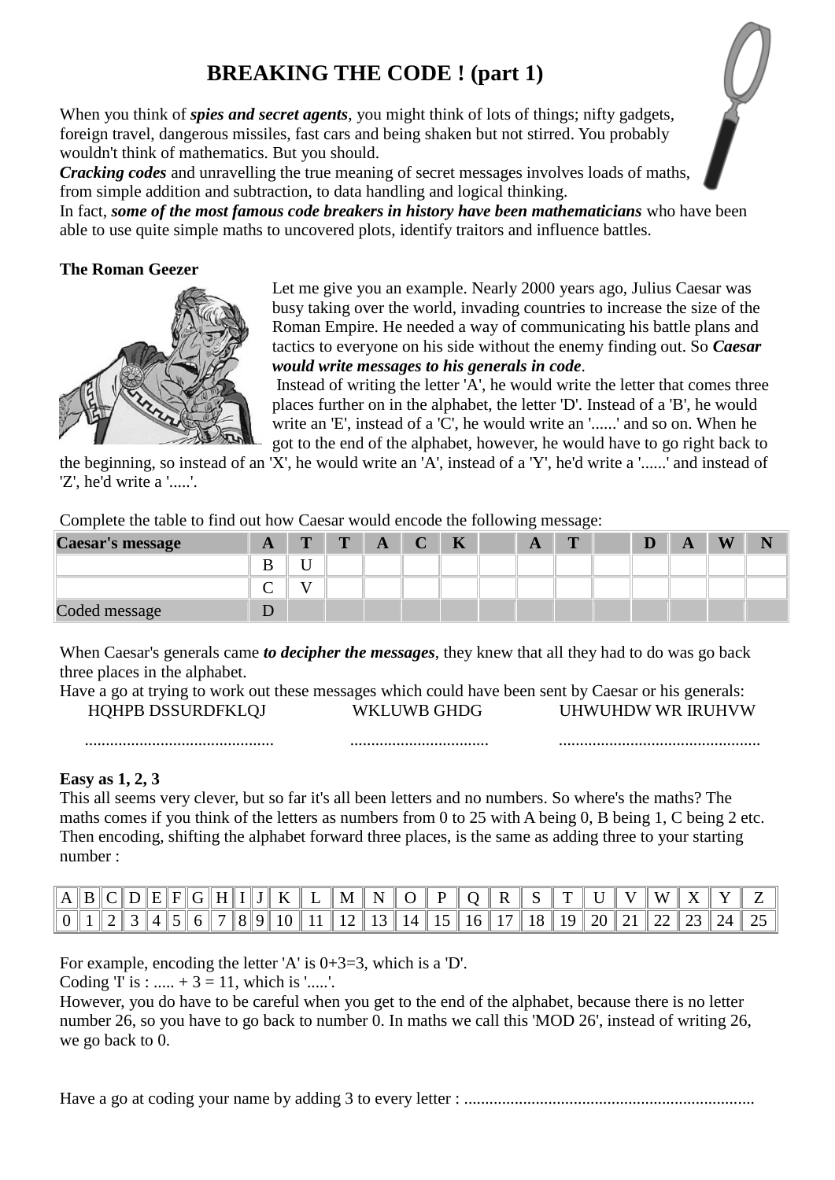# BREAKING THE CODE ! (part 1)

When you think of ***spies and secret agents***, you might think of lots of things; nifty gadgets, foreign travel, dangerous missiles, fast cars and being shaken but not stirred. You probably wouldn't think of mathematics. But you should.

***Cracking codes*** and unravelling the true meaning of secret messages involves loads of maths, from simple addition and subtraction, to data handling and logical thinking.

In fact, ***some of the most famous code breakers in history have been mathematicians*** who have been able to use quite simple maths to uncovered plots, identify traitors and influence battles.

**The Roman Geezer**

Let me give you an example. Nearly 2000 years ago, Julius Caesar was busy taking over the world, invading countries to increase the size of the Roman Empire. He needed a way of communicating his battle plans and tactics to everyone on his side without the enemy finding out. So ***Caesar would write messages to his generals in code***.

Instead of writing the letter 'A', he would write the letter that comes three places further on in the alphabet, the letter 'D'. Instead of a 'B', he would write an 'E', instead of a 'C', he would write an '......' and so on. When he got to the end of the alphabet, however, he would have to go right back to the beginning, so instead of an 'X', he would write an 'A', instead of a 'Y', he'd write a '......' and instead of 'Z', he'd write a '.....'.

Complete the table to find out how Caesar would encode the following message:

| Caesar's message | A | T | T | A | C | K | | A | T | | D | A | W | N |
|---|---|---|---|---|---|---|---|---|---|---|---|---|---|---|
| | B | U | | | | | | | | | | | | |
| | C | V | | | | | | | | | | | | |
| Coded message | D | | | | | | | | | | | | | |

When Caesar's generals came ***to decipher the messages***, they knew that all they had to do was go back three places in the alphabet.

Have a go at trying to work out these messages which could have been sent by Caesar or his generals:

HQHPB DSSURDFKLQJ ............................................

WKLUWB GHDG .................................

UHWUHDW WR IURHVW ...............................................

**Easy as 1, 2, 3**

This all seems very clever, but so far it's all been letters and no numbers. So where's the maths? The maths comes if you think of the letters as numbers from 0 to 25 with A being 0, B being 1, C being 2 etc. Then encoding, shifting the alphabet forward three places, is the same as adding three to your starting number :

| A | B | C | D | E | F | G | H | I | J | K | L | M | N | O | P | Q | R | S | T | U | V | W | X | Y | Z |
|---|---|---|---|---|---|---|---|---|---|---|---|---|---|---|---|---|---|---|---|---|---|---|---|---|---|
| 0 | 1 | 2 | 3 | 4 | 5 | 6 | 7 | 8 | 9 | 10 | 11 | 12 | 13 | 14 | 15 | 16 | 17 | 18 | 19 | 20 | 21 | 22 | 23 | 24 | 25 |

For example, encoding the letter 'A' is 0+3=3, which is a 'D'.

Coding 'I' is : ..... + 3 = 11, which is '.....'.

However, you do have to be careful when you get to the end of the alphabet, because there is no letter number 26, so you have to go back to number 0. In maths we call this 'MOD 26', instead of writing 26, we go back to 0.

Have a go at coding your name by adding 3 to every letter : ....................................................................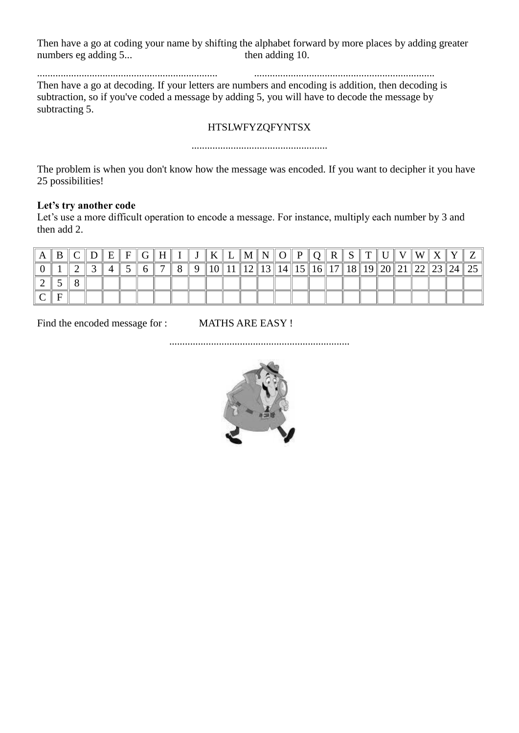Then have a go at coding your name by shifting the alphabet forward by more places by adding greater numbers eg adding 5... then adding 10.

..................................................................... .....................................................................

Then have a go at decoding. If your letters are numbers and encoding is addition, then decoding is subtraction, so if you've coded a message by adding 5, you will have to decode the message by subtracting 5.

HTSLWFYZQFYNTSX

....................................................

The problem is when you don't know how the message was encoded. If you want to decipher it you have 25 possibilities!

**Let's try another code**

Let's use a more difficult operation to encode a message. For instance, multiply each number by 3 and then add 2.

| A | B | C | D | E | F | G | H | I | J | K | L | M | N | O | P | Q | R | S | T | U | V | W | X | Y | Z |
|---|---|---|---|---|---|---|---|---|---|---|---|---|---|---|---|---|---|---|---|---|---|---|---|---|---|
| 0 | 1 | 2 | 3 | 4 | 5 | 6 | 7 | 8 | 9 | 10 | 11 | 12 | 13 | 14 | 15 | 16 | 17 | 18 | 19 | 20 | 21 | 22 | 23 | 24 | 25 |
| 2 | 5 | 8 | | | | | | | | | | | | | | | | | | | | | | | |
| C | F | | | | | | | | | | | | | | | | | | | | | | | | |

Find the encoded message for : MATHS ARE EASY !

.....................................................................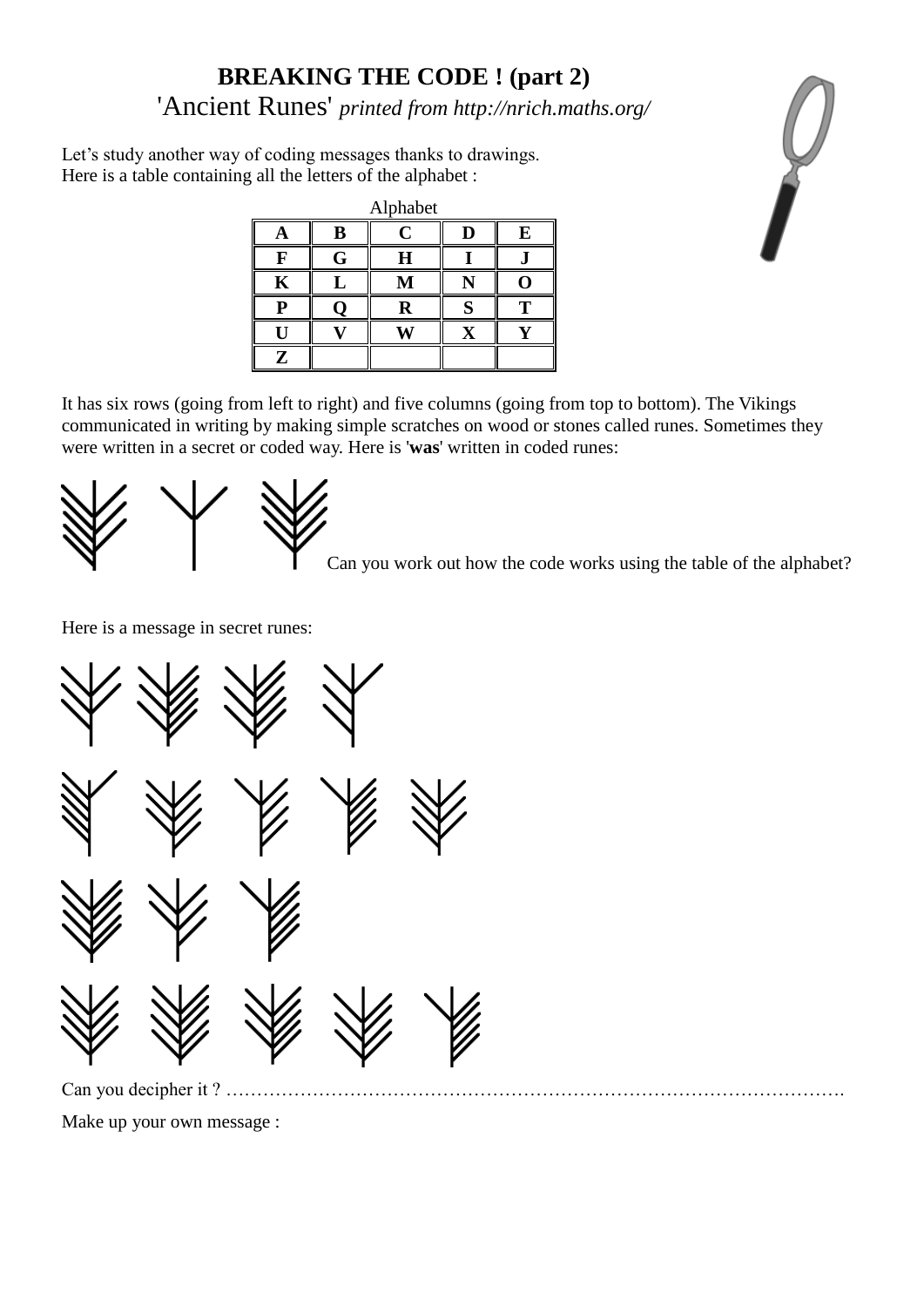# BREAKING THE CODE ! (part 2)

'Ancient Runes' *printed from http://nrich.maths.org/*

Let's study another way of coding messages thanks to drawings.
Here is a table containing all the letters of the alphabet :

Alphabet

| A | B | C | D | E |
|---|---|---|---|---|
| F | G | H | I | J |
| K | L | M | N | O |
| P | Q | R | S | T |
| U | V | W | X | Y |
| Z | | | | |

It has six rows (going from left to right) and five columns (going from top to bottom). The Vikings communicated in writing by making simple scratches on wood or stones called runes. Sometimes they were written in a secret or coded way. Here is '**was**' written in coded runes:

Can you work out how the code works using the table of the alphabet?

Here is a message in secret runes:

Can you decipher it ? ………………………………………………………………………………………….

Make up your own message :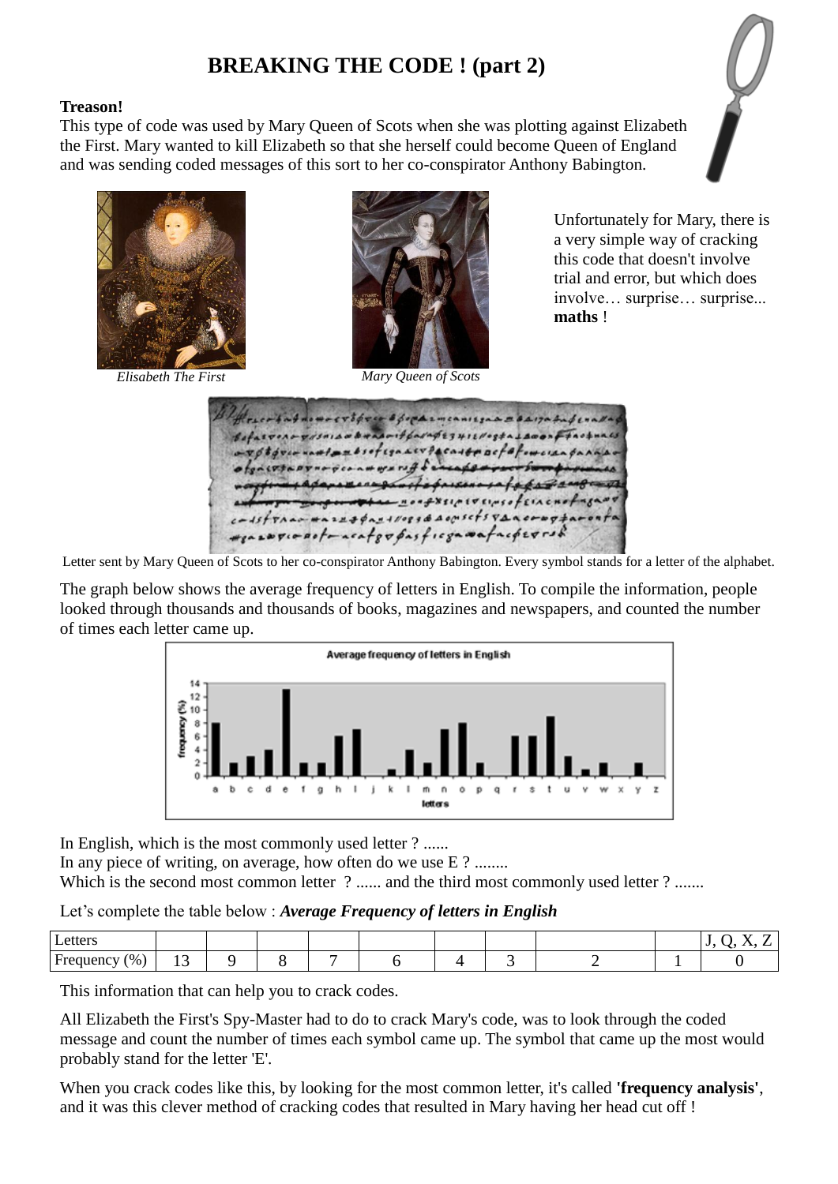# BREAKING THE CODE ! (part 2)

**Treason!**

This type of code was used by Mary Queen of Scots when she was plotting against Elizabeth the First. Mary wanted to kill Elizabeth so that she herself could become Queen of England and was sending coded messages of this sort to her co-conspirator Anthony Babington.

*Elisabeth The First*

*Mary Queen of Scots*

Unfortunately for Mary, there is a very simple way of cracking this code that doesn't involve trial and error, but which does involve… surprise… surprise... **maths** !

Letter sent by Mary Queen of Scots to her co-conspirator Anthony Babington. Every symbol stands for a letter of the alphabet.

The graph below shows the average frequency of letters in English. To compile the information, people looked through thousands and thousands of books, magazines and newspapers, and counted the number of times each letter came up.

Average frequency of letters in English

In English, which is the most commonly used letter ? ......

In any piece of writing, on average, how often do we use E ? ........

Which is the second most common letter ? ...... and the third most commonly used letter ? .......

Let's complete the table below : ***Average Frequency of letters in English***

| Letters | | | | | | | | | | J, Q, X, Z |
|---|---|---|---|---|---|---|---|---|---|---|
| Frequency (%) | 13 | 9 | 8 | 7 | 6 | 4 | 3 | 2 | 1 | 0 |

This information that can help you to crack codes.

All Elizabeth the First's Spy-Master had to do to crack Mary's code, was to look through the coded message and count the number of times each symbol came up. The symbol that came up the most would probably stand for the letter 'E'.

When you crack codes like this, by looking for the most common letter, it's called **'frequency analysis'**, and it was this clever method of cracking codes that resulted in Mary having her head cut off !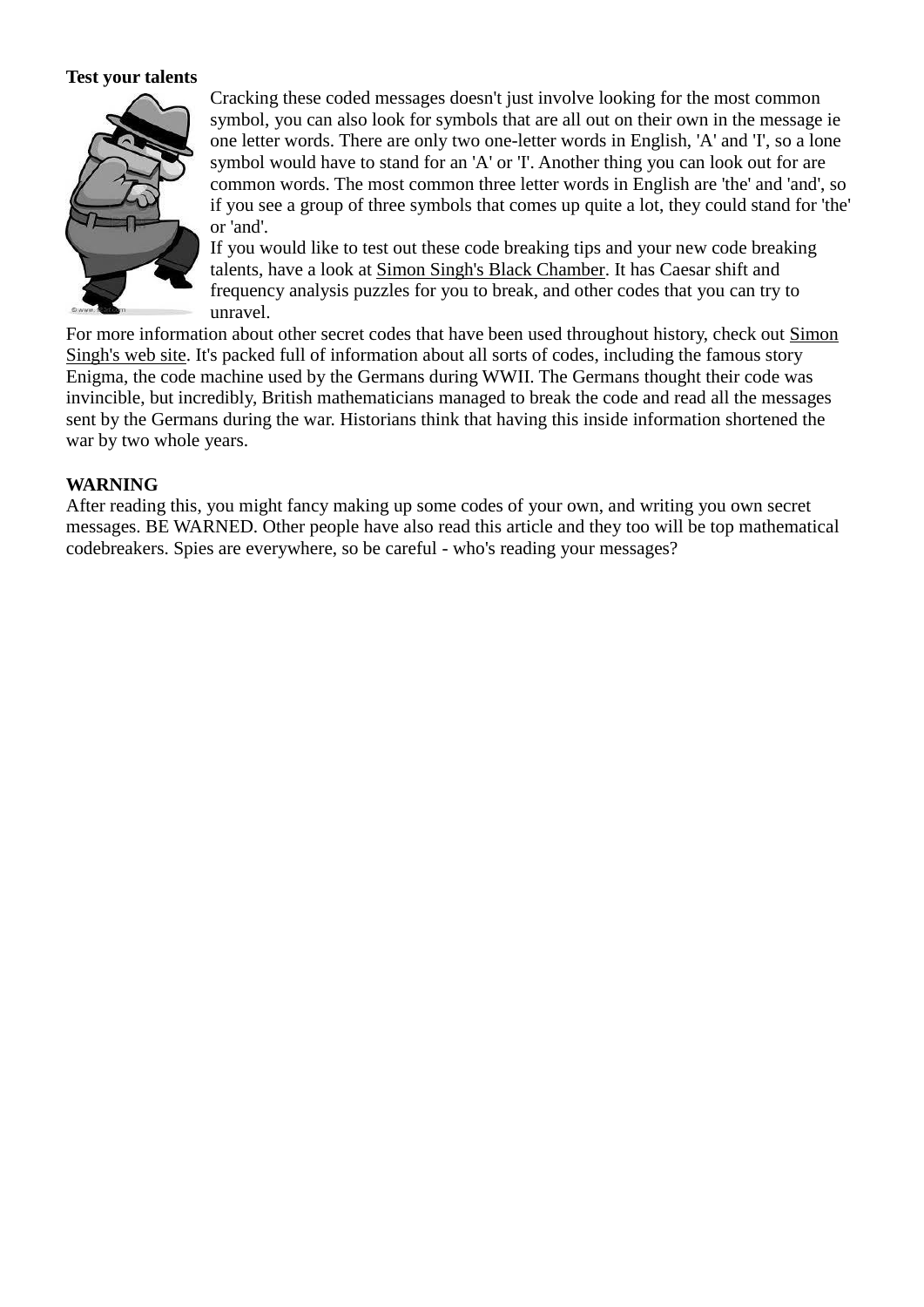**Test your talents**

Cracking these coded messages doesn't just involve looking for the most common symbol, you can also look for symbols that are all out on their own in the message ie one letter words. There are only two one-letter words in English, 'A' and 'I', so a lone symbol would have to stand for an 'A' or 'I'. Another thing you can look out for are common words. The most common three letter words in English are 'the' and 'and', so if you see a group of three symbols that comes up quite a lot, they could stand for 'the' or 'and'.

If you would like to test out these code breaking tips and your new code breaking talents, have a look at Simon Singh's Black Chamber. It has Caesar shift and frequency analysis puzzles for you to break, and other codes that you can try to unravel.

For more information about other secret codes that have been used throughout history, check out Simon Singh's web site. It's packed full of information about all sorts of codes, including the famous story Enigma, the code machine used by the Germans during WWII. The Germans thought their code was invincible, but incredibly, British mathematicians managed to break the code and read all the messages sent by the Germans during the war. Historians think that having this inside information shortened the war by two whole years.

**WARNING**

After reading this, you might fancy making up some codes of your own, and writing you own secret messages. BE WARNED. Other people have also read this article and they too will be top mathematical codebreakers. Spies are everywhere, so be careful - who's reading your messages?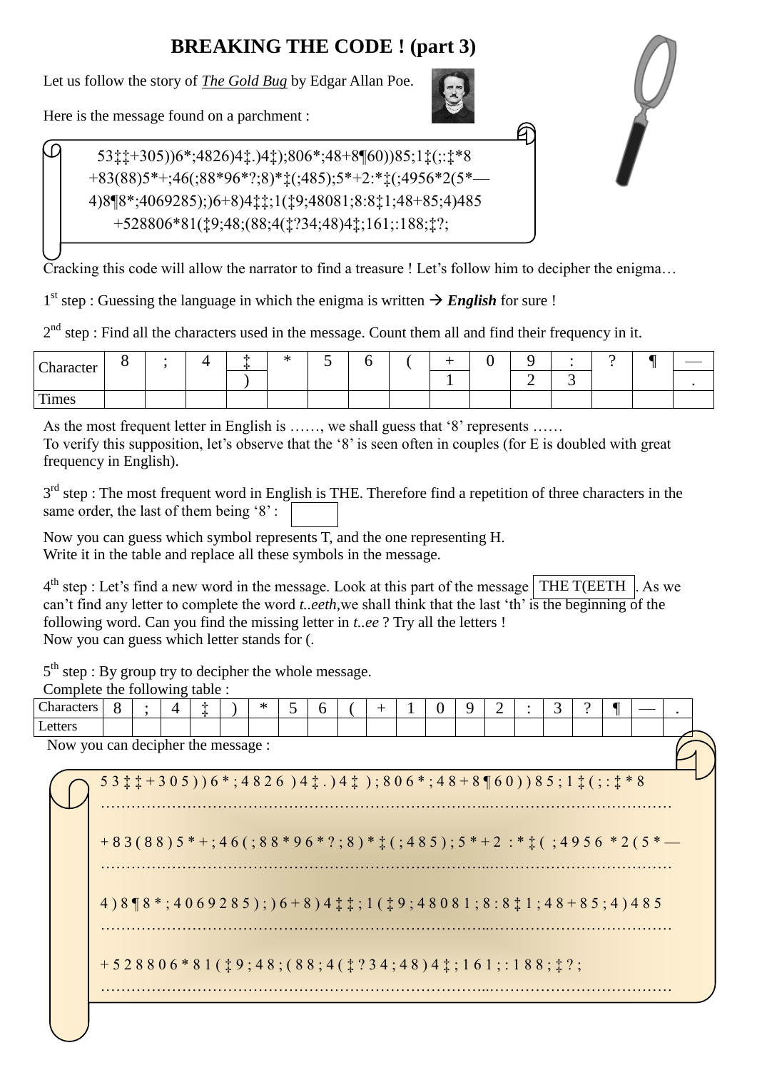# BREAKING THE CODE ! (part 3)

Let us follow the story of ***The Gold Bug*** by Edgar Allan Poe.

Here is the message found on a parchment :

53‡‡+305))6*;4826)4‡.)4‡);806*;48+8¶60))85;1‡(;:‡*8
+83(88)5*+;46(;88*96*?;8)*‡(;485);5*+2:*‡(;4956*2(5*—
4)8¶8*;4069285);)6+8)4‡‡;1(‡9;48081;8:8‡1;48+85;4)485
+528806*81(‡9;48;(88;4(‡?34;48)4‡;161;:188;‡?;

Cracking this code will allow the narrator to find a treasure ! Let's follow him to decipher the enigma…

1st step : Guessing the language in which the enigma is written → ***English*** for sure !

2nd step : Find all the characters used in the message. Count them all and find their frequency in it.

| Character | 8 | ; | 4 | ‡ / ) | * | 5 | 6 | ( | + / 1 | 0 | 9 / 2 | : / 3 | ? | ¶ | — / . |
|---|---|---|---|---|---|---|---|---|---|---|---|---|---|---|---|
| Times | | | | | | | | | | | | | | | |

As the most frequent letter in English is ……, we shall guess that '8' represents ……
To verify this supposition, let's observe that the '8' is seen often in couples (for E is doubled with great frequency in English).

3rd step : The most frequent word in English is THE. Therefore find a repetition of three characters in the same order, the last of them being '8' : [ ]

Now you can guess which symbol represents T, and the one representing H.
Write it in the table and replace all these symbols in the message.

4th step : Let's find a new word in the message. Look at this part of the message [THE T(EETH]. As we can't find any letter to complete the word *t..eeth*,we shall think that the last 'th' is the beginning of the following word. Can you find the missing letter in *t..ee* ? Try all the letters !
Now you can guess which letter stands for (.

5th step : By group try to decipher the whole message.
Complete the following table :

| Characters | 8 | ; | 4 | ‡ | ) | * | 5 | 6 | ( | + | 1 | 0 | 9 | 2 | : | 3 | ? | ¶ | — | . |
|---|---|---|---|---|---|---|---|---|---|---|---|---|---|---|---|---|---|---|---|---|
| Letters | | | | | | | | | | | | | | | | | | | | |

Now you can decipher the message :

5 3 ‡ ‡ + 3 0 5 ) ) 6 * ; 4 8 2 6 ) 4 ‡ . ) 4 ‡ ) ; 8 0 6 * ; 4 8 + 8 ¶ 6 0 ) ) 8 5 ; 1 ‡ ( ; : ‡ * 8
…………………………………………………………………………………………………………

+ 8 3 ( 8 8 ) 5 * + ; 4 6 ( ; 8 8 * 9 6 * ? ; 8 ) * ‡ ( ; 4 8 5 ) ; 5 * + 2 : * ‡ ( ; 4 9 5 6 * 2 ( 5 * —
…………………………………………………………………………………………………………

4 ) 8 ¶ 8 * ; 4 0 6 9 2 8 5 ) ; ) 6 + 8 ) 4 ‡ ‡ ; 1 ( ‡ 9 ; 4 8 0 8 1 ; 8 : 8 ‡ 1 ; 4 8 + 8 5 ; 4 ) 4 8 5
…………………………………………………………………………………………………………

+ 5 2 8 8 0 6 * 8 1 ( ‡ 9 ; 4 8 ; ( 8 8 ; 4 ( ‡ ? 3 4 ; 4 8 ) 4 ‡ ; 1 6 1 ; : 1 8 8 ; ‡ ? ;
…………………………………………………………………………………………………………